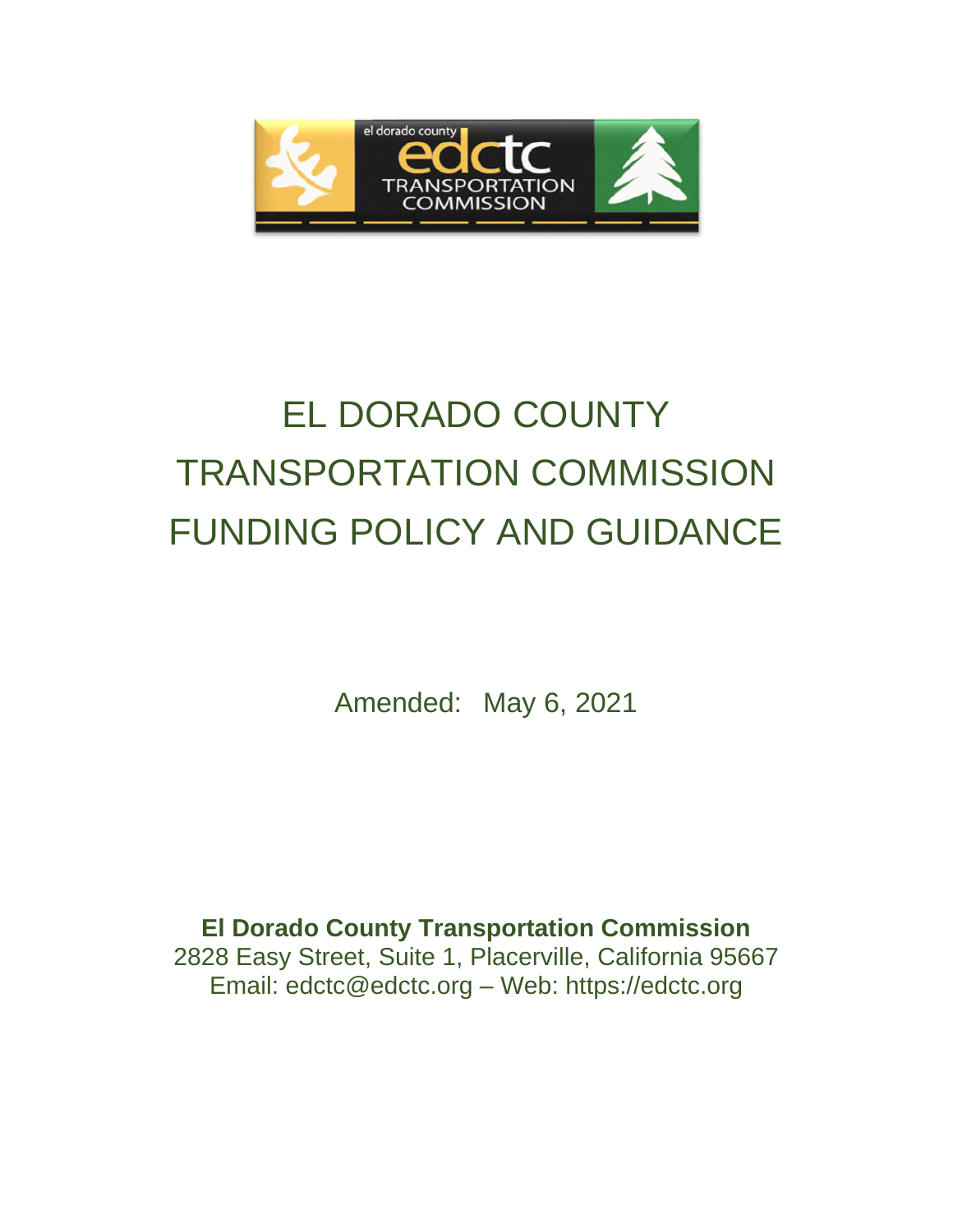# EL DORADO COUNTY TRANSPORTATION COMMISSION FUNDING POLICY AND GUIDANCE

Amended: May 6, 2021

**El Dorado County Transportation Commission**
2828 Easy Street, Suite 1, Placerville, California 95667
Email: edctc@edctc.org – Web: https://edctc.org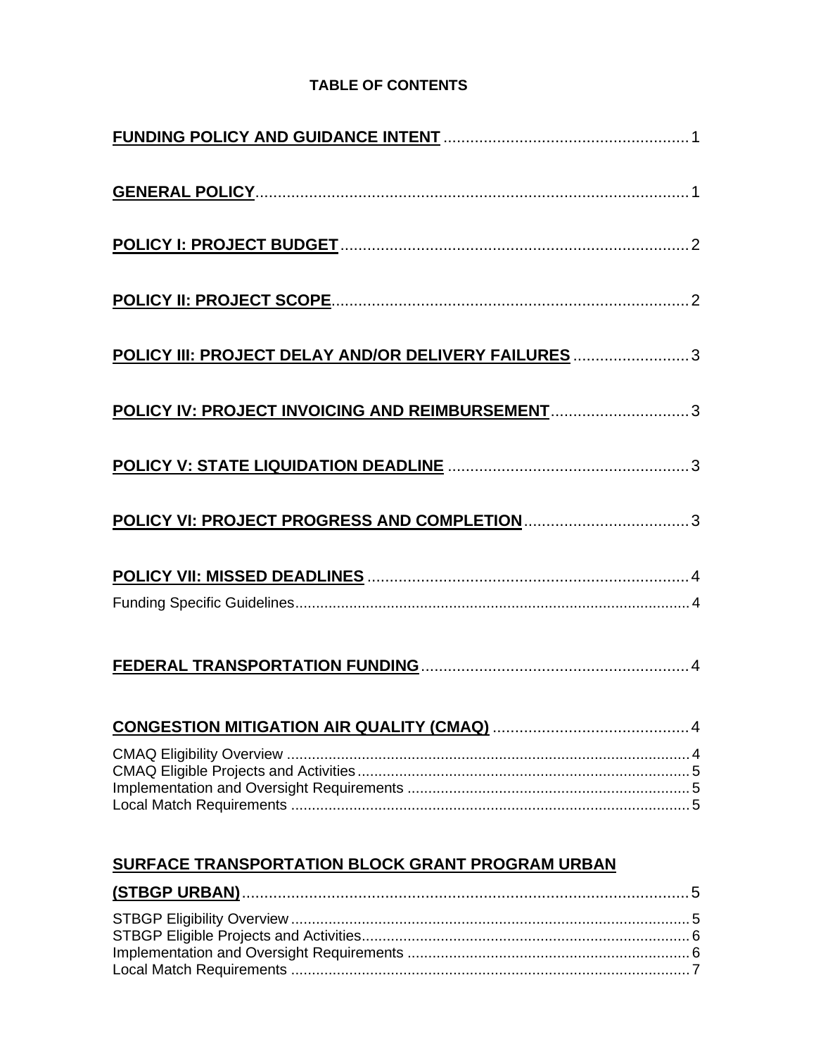**TABLE OF CONTENTS**

**FUNDING POLICY AND GUIDANCE INTENT** .......................................................... 1

**GENERAL POLICY** .................................................................................................. 1

**POLICY I: PROJECT BUDGET** ............................................................................. 2

**POLICY II: PROJECT SCOPE** ............................................................................... 2

**POLICY III: PROJECT DELAY AND/OR DELIVERY FAILURES** ......................... 3

**POLICY IV: PROJECT INVOICING AND REIMBURSEMENT** ............................. 3

**POLICY V: STATE LIQUIDATION DEADLINE** ...................................................... 3

**POLICY VI: PROJECT PROGRESS AND COMPLETION** .................................... 3

**POLICY VII: MISSED DEADLINES** ........................................................................ 4

Funding Specific Guidelines .......................................................................................... 4

**FEDERAL TRANSPORTATION FUNDING** ............................................................ 4

**CONGESTION MITIGATION AIR QUALITY (CMAQ)** ............................................ 4

CMAQ Eligibility Overview ............................................................................................ 4
CMAQ Eligible Projects and Activities .......................................................................... 5
Implementation and Oversight Requirements .............................................................. 5
Local Match Requirements ........................................................................................... 5

**SURFACE TRANSPORTATION BLOCK GRANT PROGRAM URBAN (STBGP URBAN)** ......................................................................................................... 5

STBGP Eligibility Overview ........................................................................................... 5
STBGP Eligible Projects and Activities ......................................................................... 6
Implementation and Oversight Requirements .............................................................. 6
Local Match Requirements ........................................................................................... 7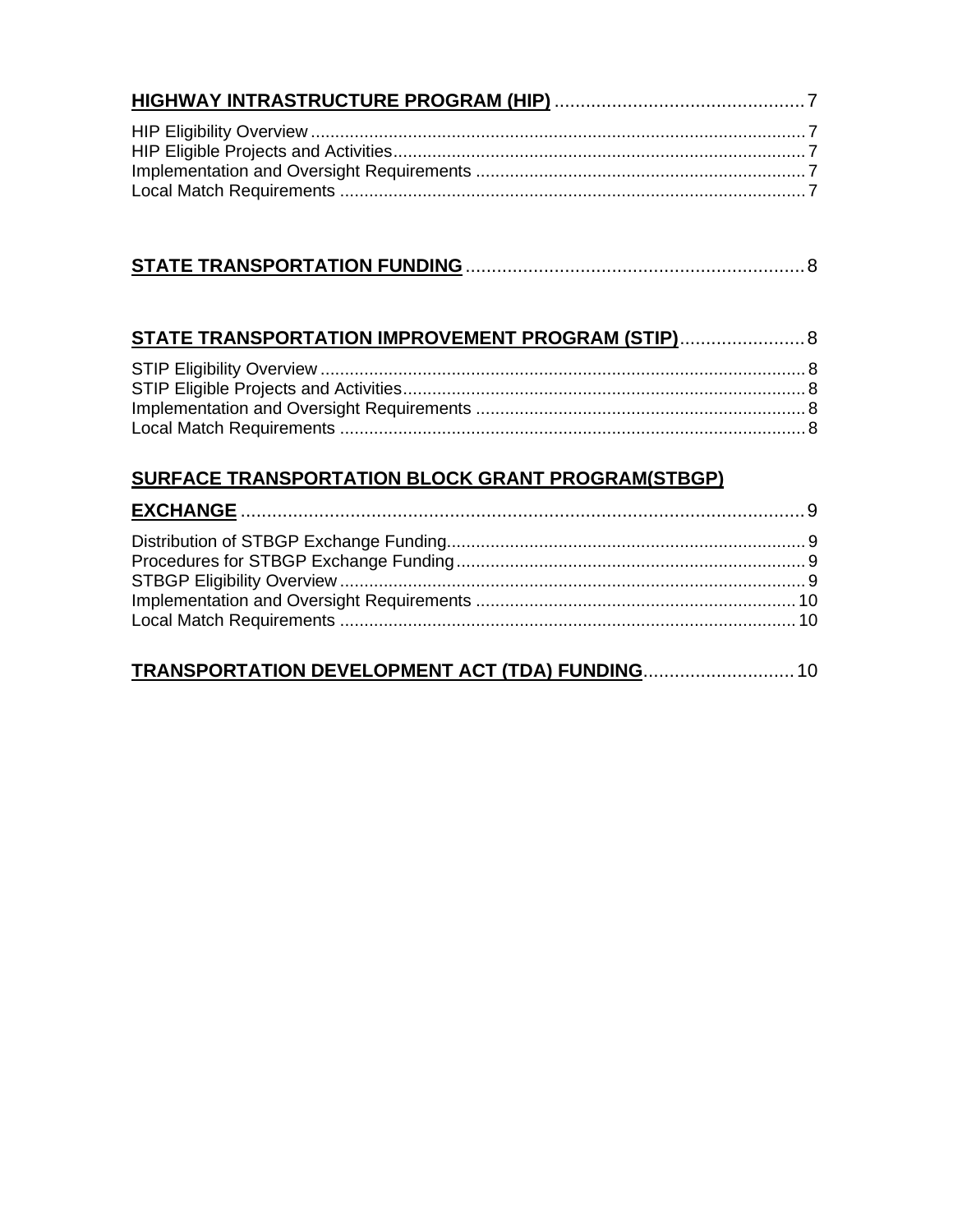**HIGHWAY INTRASTRUCTURE PROGRAM (HIP)** ................................................ 7

HIP Eligibility Overview ................................................................................................ 7
HIP Eligible Projects and Activities................................................................................ 7
Implementation and Oversight Requirements ............................................................... 7
Local Match Requirements ............................................................................................ 7

**STATE TRANSPORTATION FUNDING** ................................................................. 8

**STATE TRANSPORTATION IMPROVEMENT PROGRAM (STIP)**........................ 8

STIP Eligibility Overview ............................................................................................... 8
STIP Eligible Projects and Activities.............................................................................. 8
Implementation and Oversight Requirements ............................................................... 8
Local Match Requirements ............................................................................................ 8

**SURFACE TRANSPORTATION BLOCK GRANT PROGRAM(STBGP) EXCHANGE** ............................................................................................. 9

Distribution of STBGP Exchange Funding..................................................................... 9
Procedures for STBGP Exchange Funding.................................................................... 9
STBGP Eligibility Overview ............................................................................................ 9
Implementation and Oversight Requirements ............................................................. 10
Local Match Requirements .......................................................................................... 10

**TRANSPORTATION DEVELOPMENT ACT (TDA) FUNDING**............................. 10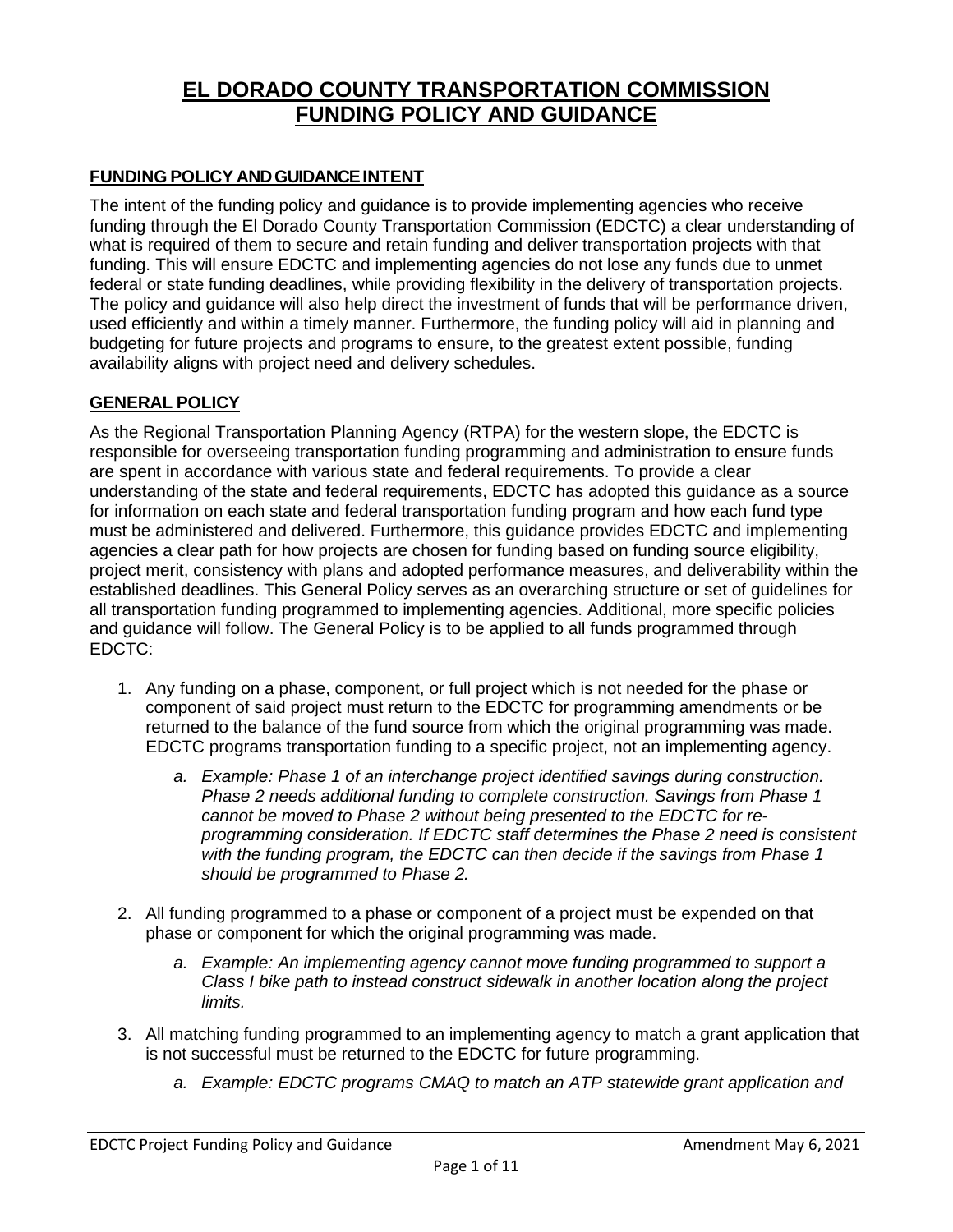# EL DORADO COUNTY TRANSPORTATION COMMISSION FUNDING POLICY AND GUIDANCE

## FUNDING POLICY AND GUIDANCE INTENT

The intent of the funding policy and guidance is to provide implementing agencies who receive funding through the El Dorado County Transportation Commission (EDCTC) a clear understanding of what is required of them to secure and retain funding and deliver transportation projects with that funding. This will ensure EDCTC and implementing agencies do not lose any funds due to unmet federal or state funding deadlines, while providing flexibility in the delivery of transportation projects. The policy and guidance will also help direct the investment of funds that will be performance driven, used efficiently and within a timely manner. Furthermore, the funding policy will aid in planning and budgeting for future projects and programs to ensure, to the greatest extent possible, funding availability aligns with project need and delivery schedules.

## GENERAL POLICY

As the Regional Transportation Planning Agency (RTPA) for the western slope, the EDCTC is responsible for overseeing transportation funding programming and administration to ensure funds are spent in accordance with various state and federal requirements. To provide a clear understanding of the state and federal requirements, EDCTC has adopted this guidance as a source for information on each state and federal transportation funding program and how each fund type must be administered and delivered. Furthermore, this guidance provides EDCTC and implementing agencies a clear path for how projects are chosen for funding based on funding source eligibility, project merit, consistency with plans and adopted performance measures, and deliverability within the established deadlines. This General Policy serves as an overarching structure or set of guidelines for all transportation funding programmed to implementing agencies. Additional, more specific policies and guidance will follow. The General Policy is to be applied to all funds programmed through EDCTC:

1. Any funding on a phase, component, or full project which is not needed for the phase or component of said project must return to the EDCTC for programming amendments or be returned to the balance of the fund source from which the original programming was made. EDCTC programs transportation funding to a specific project, not an implementing agency.

    a. *Example: Phase 1 of an interchange project identified savings during construction. Phase 2 needs additional funding to complete construction. Savings from Phase 1 cannot be moved to Phase 2 without being presented to the EDCTC for re-programming consideration. If EDCTC staff determines the Phase 2 need is consistent with the funding program, the EDCTC can then decide if the savings from Phase 1 should be programmed to Phase 2.*

2. All funding programmed to a phase or component of a project must be expended on that phase or component for which the original programming was made.

    a. *Example: An implementing agency cannot move funding programmed to support a Class I bike path to instead construct sidewalk in another location along the project limits.*

3. All matching funding programmed to an implementing agency to match a grant application that is not successful must be returned to the EDCTC for future programming.

    a. *Example: EDCTC programs CMAQ to match an ATP statewide grant application and*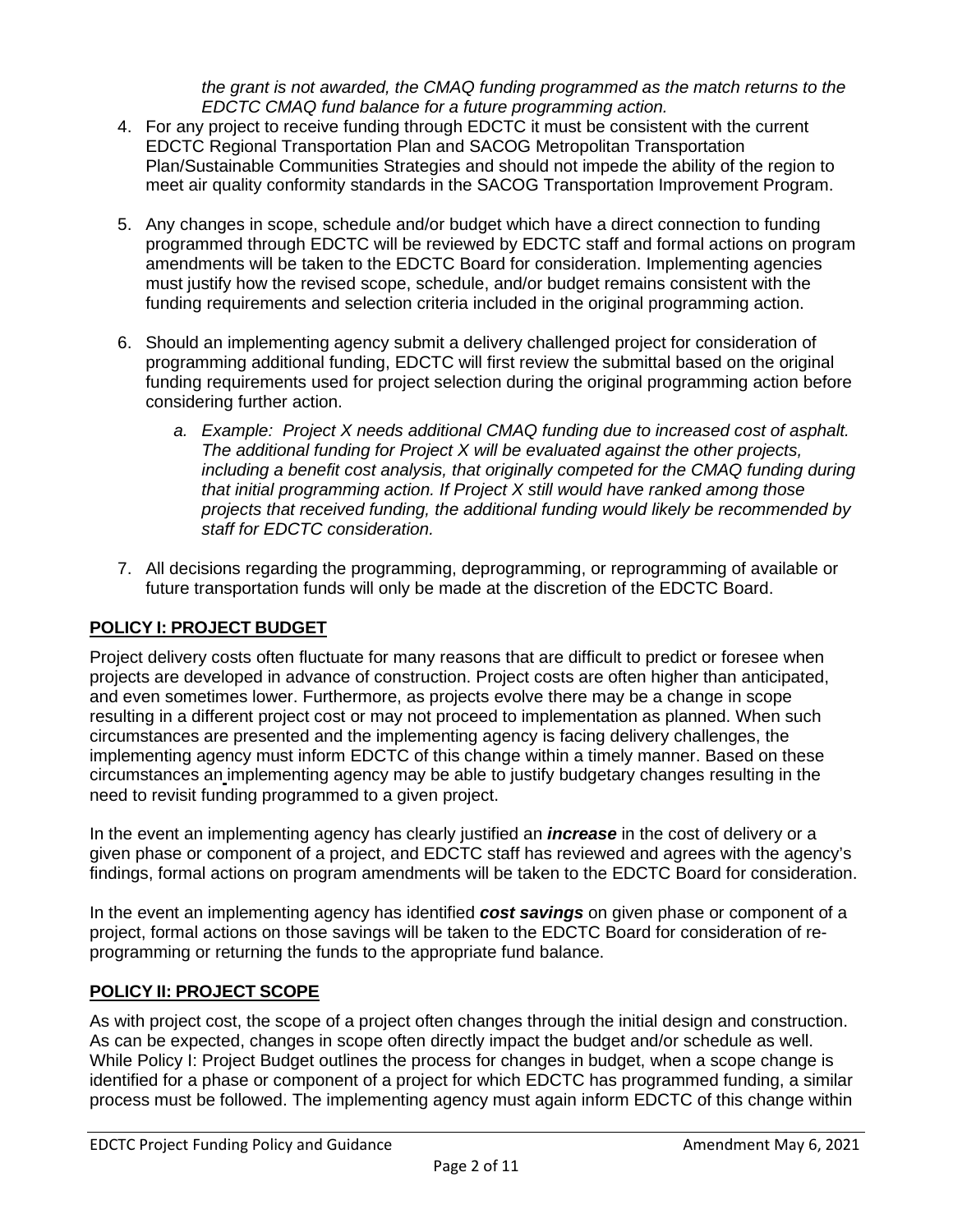*the grant is not awarded, the CMAQ funding programmed as the match returns to the EDCTC CMAQ fund balance for a future programming action.*

4. For any project to receive funding through EDCTC it must be consistent with the current EDCTC Regional Transportation Plan and SACOG Metropolitan Transportation Plan/Sustainable Communities Strategies and should not impede the ability of the region to meet air quality conformity standards in the SACOG Transportation Improvement Program.

5. Any changes in scope, schedule and/or budget which have a direct connection to funding programmed through EDCTC will be reviewed by EDCTC staff and formal actions on program amendments will be taken to the EDCTC Board for consideration. Implementing agencies must justify how the revised scope, schedule, and/or budget remains consistent with the funding requirements and selection criteria included in the original programming action.

6. Should an implementing agency submit a delivery challenged project for consideration of programming additional funding, EDCTC will first review the submittal based on the original funding requirements used for project selection during the original programming action before considering further action.

   a. *Example: Project X needs additional CMAQ funding due to increased cost of asphalt. The additional funding for Project X will be evaluated against the other projects, including a benefit cost analysis, that originally competed for the CMAQ funding during that initial programming action. If Project X still would have ranked among those projects that received funding, the additional funding would likely be recommended by staff for EDCTC consideration.*

7. All decisions regarding the programming, deprogramming, or reprogramming of available or future transportation funds will only be made at the discretion of the EDCTC Board.

## POLICY I: PROJECT BUDGET

Project delivery costs often fluctuate for many reasons that are difficult to predict or foresee when projects are developed in advance of construction. Project costs are often higher than anticipated, and even sometimes lower. Furthermore, as projects evolve there may be a change in scope resulting in a different project cost or may not proceed to implementation as planned. When such circumstances are presented and the implementing agency is facing delivery challenges, the implementing agency must inform EDCTC of this change within a timely manner. Based on these circumstances an implementing agency may be able to justify budgetary changes resulting in the need to revisit funding programmed to a given project.

In the event an implementing agency has clearly justified an ***increase*** in the cost of delivery or a given phase or component of a project, and EDCTC staff has reviewed and agrees with the agency's findings, formal actions on program amendments will be taken to the EDCTC Board for consideration.

In the event an implementing agency has identified ***cost savings*** on given phase or component of a project, formal actions on those savings will be taken to the EDCTC Board for consideration of re-programming or returning the funds to the appropriate fund balance.

## POLICY II: PROJECT SCOPE

As with project cost, the scope of a project often changes through the initial design and construction. As can be expected, changes in scope often directly impact the budget and/or schedule as well. While Policy I: Project Budget outlines the process for changes in budget, when a scope change is identified for a phase or component of a project for which EDCTC has programmed funding, a similar process must be followed. The implementing agency must again inform EDCTC of this change within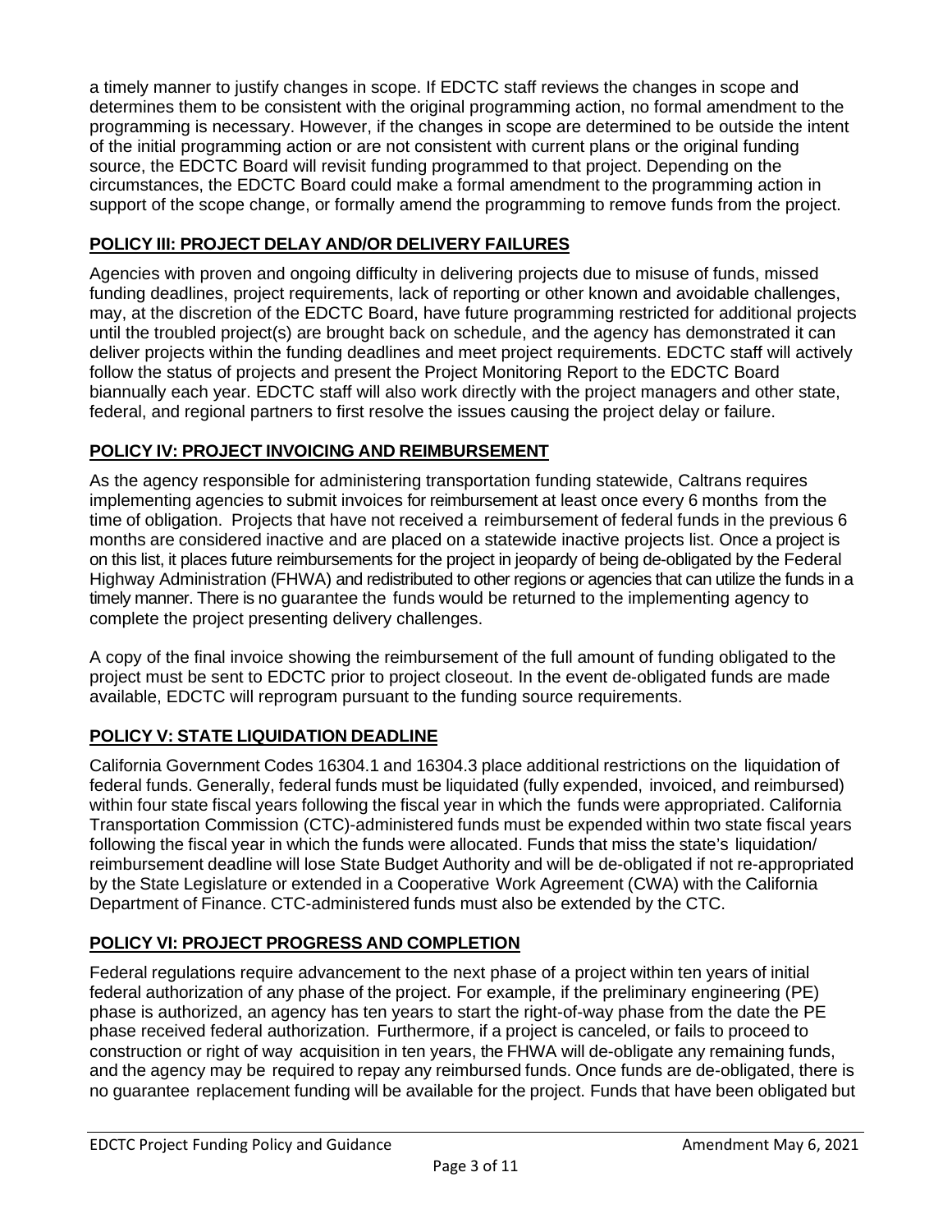a timely manner to justify changes in scope. If EDCTC staff reviews the changes in scope and determines them to be consistent with the original programming action, no formal amendment to the programming is necessary. However, if the changes in scope are determined to be outside the intent of the initial programming action or are not consistent with current plans or the original funding source, the EDCTC Board will revisit funding programmed to that project. Depending on the circumstances, the EDCTC Board could make a formal amendment to the programming action in support of the scope change, or formally amend the programming to remove funds from the project.

## POLICY III: PROJECT DELAY AND/OR DELIVERY FAILURES

Agencies with proven and ongoing difficulty in delivering projects due to misuse of funds, missed funding deadlines, project requirements, lack of reporting or other known and avoidable challenges, may, at the discretion of the EDCTC Board, have future programming restricted for additional projects until the troubled project(s) are brought back on schedule, and the agency has demonstrated it can deliver projects within the funding deadlines and meet project requirements. EDCTC staff will actively follow the status of projects and present the Project Monitoring Report to the EDCTC Board biannually each year. EDCTC staff will also work directly with the project managers and other state, federal, and regional partners to first resolve the issues causing the project delay or failure.

## POLICY IV: PROJECT INVOICING AND REIMBURSEMENT

As the agency responsible for administering transportation funding statewide, Caltrans requires implementing agencies to submit invoices for reimbursement at least once every 6 months from the time of obligation. Projects that have not received a reimbursement of federal funds in the previous 6 months are considered inactive and are placed on a statewide inactive projects list. Once a project is on this list, it places future reimbursements for the project in jeopardy of being de-obligated by the Federal Highway Administration (FHWA) and redistributed to other regions or agencies that can utilize the funds in a timely manner. There is no guarantee the funds would be returned to the implementing agency to complete the project presenting delivery challenges.

A copy of the final invoice showing the reimbursement of the full amount of funding obligated to the project must be sent to EDCTC prior to project closeout. In the event de-obligated funds are made available, EDCTC will reprogram pursuant to the funding source requirements.

## POLICY V: STATE LIQUIDATION DEADLINE

California Government Codes 16304.1 and 16304.3 place additional restrictions on the liquidation of federal funds. Generally, federal funds must be liquidated (fully expended, invoiced, and reimbursed) within four state fiscal years following the fiscal year in which the funds were appropriated. California Transportation Commission (CTC)-administered funds must be expended within two state fiscal years following the fiscal year in which the funds were allocated. Funds that miss the state's liquidation/ reimbursement deadline will lose State Budget Authority and will be de-obligated if not re-appropriated by the State Legislature or extended in a Cooperative Work Agreement (CWA) with the California Department of Finance. CTC-administered funds must also be extended by the CTC.

## POLICY VI: PROJECT PROGRESS AND COMPLETION

Federal regulations require advancement to the next phase of a project within ten years of initial federal authorization of any phase of the project. For example, if the preliminary engineering (PE) phase is authorized, an agency has ten years to start the right-of-way phase from the date the PE phase received federal authorization. Furthermore, if a project is canceled, or fails to proceed to construction or right of way acquisition in ten years, the FHWA will de-obligate any remaining funds, and the agency may be required to repay any reimbursed funds. Once funds are de-obligated, there is no guarantee replacement funding will be available for the project. Funds that have been obligated but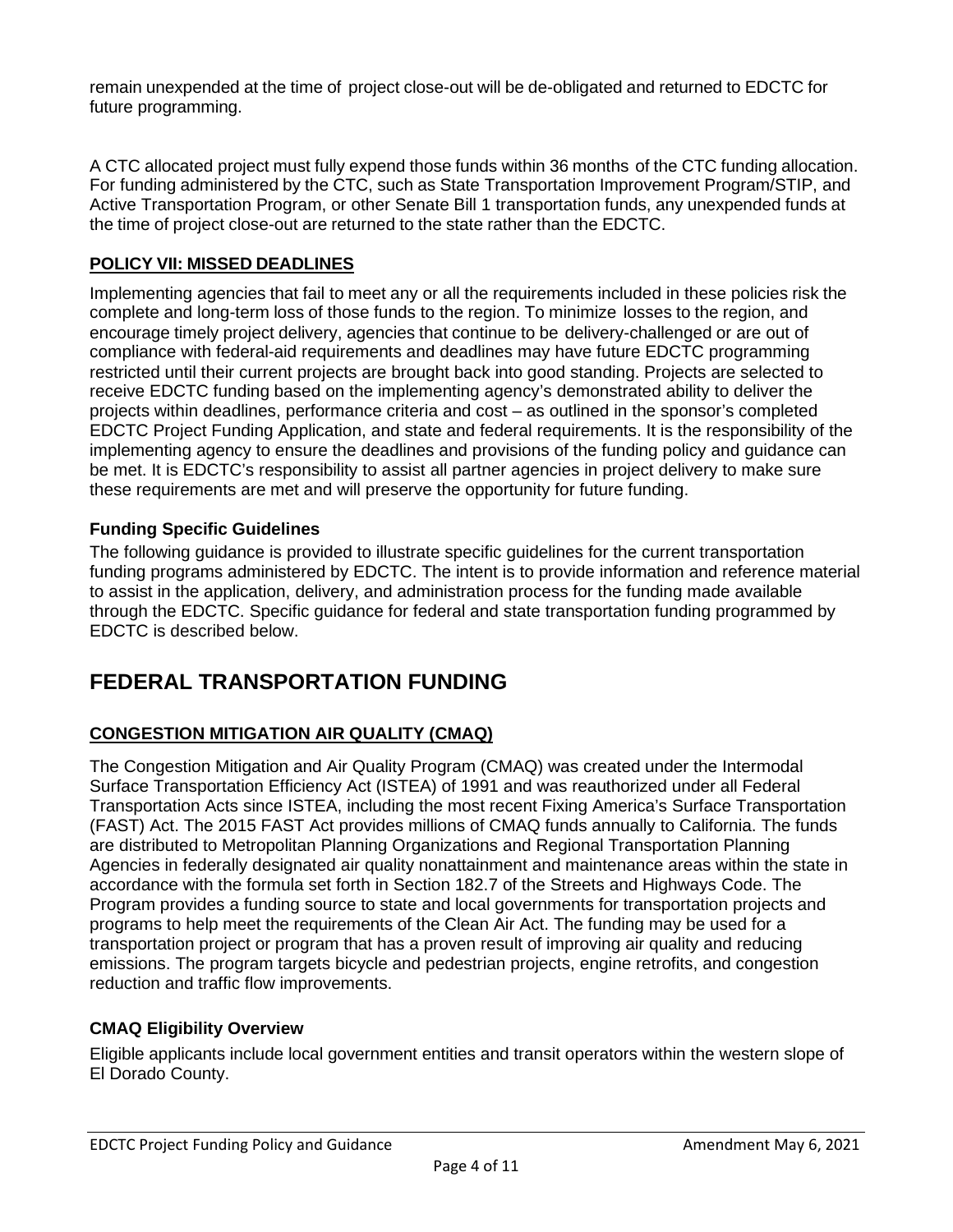remain unexpended at the time of project close-out will be de-obligated and returned to EDCTC for future programming.

A CTC allocated project must fully expend those funds within 36 months of the CTC funding allocation. For funding administered by the CTC, such as State Transportation Improvement Program/STIP, and Active Transportation Program, or other Senate Bill 1 transportation funds, any unexpended funds at the time of project close-out are returned to the state rather than the EDCTC.

### **POLICY VII: MISSED DEADLINES**

Implementing agencies that fail to meet any or all the requirements included in these policies risk the complete and long-term loss of those funds to the region. To minimize losses to the region, and encourage timely project delivery, agencies that continue to be delivery-challenged or are out of compliance with federal-aid requirements and deadlines may have future EDCTC programming restricted until their current projects are brought back into good standing. Projects are selected to receive EDCTC funding based on the implementing agency's demonstrated ability to deliver the projects within deadlines, performance criteria and cost – as outlined in the sponsor's completed EDCTC Project Funding Application, and state and federal requirements. It is the responsibility of the implementing agency to ensure the deadlines and provisions of the funding policy and guidance can be met. It is EDCTC's responsibility to assist all partner agencies in project delivery to make sure these requirements are met and will preserve the opportunity for future funding.

### Funding Specific Guidelines

The following guidance is provided to illustrate specific guidelines for the current transportation funding programs administered by EDCTC. The intent is to provide information and reference material to assist in the application, delivery, and administration process for the funding made available through the EDCTC. Specific guidance for federal and state transportation funding programmed by EDCTC is described below.

# FEDERAL TRANSPORTATION FUNDING

### **CONGESTION MITIGATION AIR QUALITY (CMAQ)**

The Congestion Mitigation and Air Quality Program (CMAQ) was created under the Intermodal Surface Transportation Efficiency Act (ISTEA) of 1991 and was reauthorized under all Federal Transportation Acts since ISTEA, including the most recent Fixing America's Surface Transportation (FAST) Act. The 2015 FAST Act provides millions of CMAQ funds annually to California. The funds are distributed to Metropolitan Planning Organizations and Regional Transportation Planning Agencies in federally designated air quality nonattainment and maintenance areas within the state in accordance with the formula set forth in Section 182.7 of the Streets and Highways Code. The Program provides a funding source to state and local governments for transportation projects and programs to help meet the requirements of the Clean Air Act. The funding may be used for a transportation project or program that has a proven result of improving air quality and reducing emissions. The program targets bicycle and pedestrian projects, engine retrofits, and congestion reduction and traffic flow improvements.

### CMAQ Eligibility Overview

Eligible applicants include local government entities and transit operators within the western slope of El Dorado County.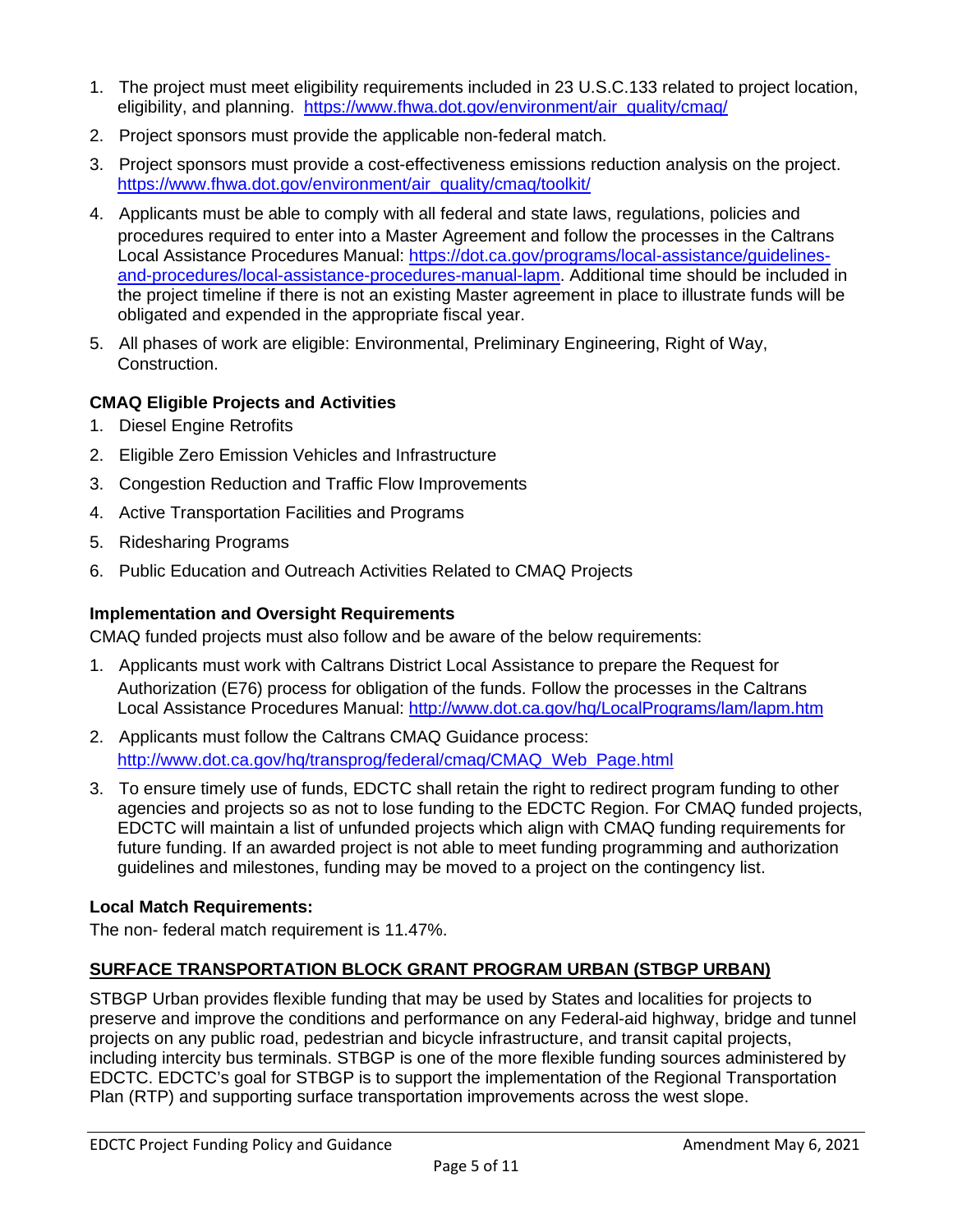1. The project must meet eligibility requirements included in 23 U.S.C.133 related to project location, eligibility, and planning. https://www.fhwa.dot.gov/environment/air_quality/cmaq/
2. Project sponsors must provide the applicable non-federal match.
3. Project sponsors must provide a cost-effectiveness emissions reduction analysis on the project. https://www.fhwa.dot.gov/environment/air_quality/cmaq/toolkit/
4. Applicants must be able to comply with all federal and state laws, regulations, policies and procedures required to enter into a Master Agreement and follow the processes in the Caltrans Local Assistance Procedures Manual: https://dot.ca.gov/programs/local-assistance/guidelines-and-procedures/local-assistance-procedures-manual-lapm. Additional time should be included in the project timeline if there is not an existing Master agreement in place to illustrate funds will be obligated and expended in the appropriate fiscal year.
5. All phases of work are eligible: Environmental, Preliminary Engineering, Right of Way, Construction.

**CMAQ Eligible Projects and Activities**

1. Diesel Engine Retrofits
2. Eligible Zero Emission Vehicles and Infrastructure
3. Congestion Reduction and Traffic Flow Improvements
4. Active Transportation Facilities and Programs
5. Ridesharing Programs
6. Public Education and Outreach Activities Related to CMAQ Projects

**Implementation and Oversight Requirements**

CMAQ funded projects must also follow and be aware of the below requirements:

1. Applicants must work with Caltrans District Local Assistance to prepare the Request for Authorization (E76) process for obligation of the funds. Follow the processes in the Caltrans Local Assistance Procedures Manual: http://www.dot.ca.gov/hq/LocalPrograms/lam/lapm.htm
2. Applicants must follow the Caltrans CMAQ Guidance process: http://www.dot.ca.gov/hq/transprog/federal/cmaq/CMAQ_Web_Page.html
3. To ensure timely use of funds, EDCTC shall retain the right to redirect program funding to other agencies and projects so as not to lose funding to the EDCTC Region. For CMAQ funded projects, EDCTC will maintain a list of unfunded projects which align with CMAQ funding requirements for future funding. If an awarded project is not able to meet funding programming and authorization guidelines and milestones, funding may be moved to a project on the contingency list.

**Local Match Requirements:**

The non- federal match requirement is 11.47%.

## SURFACE TRANSPORTATION BLOCK GRANT PROGRAM URBAN (STBGP URBAN)

STBGP Urban provides flexible funding that may be used by States and localities for projects to preserve and improve the conditions and performance on any Federal-aid highway, bridge and tunnel projects on any public road, pedestrian and bicycle infrastructure, and transit capital projects, including intercity bus terminals. STBGP is one of the more flexible funding sources administered by EDCTC. EDCTC's goal for STBGP is to support the implementation of the Regional Transportation Plan (RTP) and supporting surface transportation improvements across the west slope.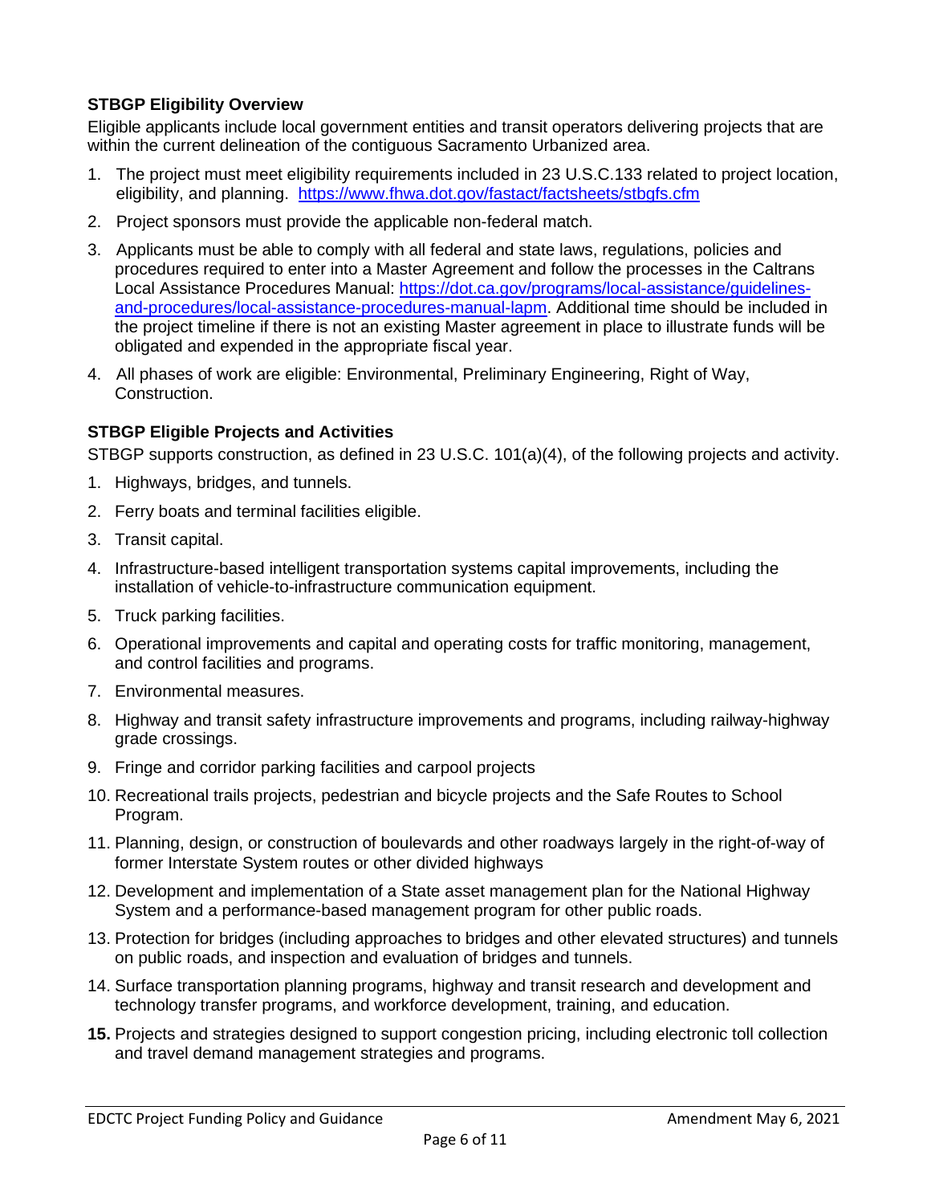### STBGP Eligibility Overview

Eligible applicants include local government entities and transit operators delivering projects that are within the current delineation of the contiguous Sacramento Urbanized area.

1. The project must meet eligibility requirements included in 23 U.S.C.133 related to project location, eligibility, and planning. https://www.fhwa.dot.gov/fastact/factsheets/stbgfs.cfm
2. Project sponsors must provide the applicable non-federal match.
3. Applicants must be able to comply with all federal and state laws, regulations, policies and procedures required to enter into a Master Agreement and follow the processes in the Caltrans Local Assistance Procedures Manual: https://dot.ca.gov/programs/local-assistance/guidelines-and-procedures/local-assistance-procedures-manual-lapm. Additional time should be included in the project timeline if there is not an existing Master agreement in place to illustrate funds will be obligated and expended in the appropriate fiscal year.
4. All phases of work are eligible: Environmental, Preliminary Engineering, Right of Way, Construction.

### STBGP Eligible Projects and Activities

STBGP supports construction, as defined in 23 U.S.C. 101(a)(4), of the following projects and activity.

1. Highways, bridges, and tunnels.
2. Ferry boats and terminal facilities eligible.
3. Transit capital.
4. Infrastructure-based intelligent transportation systems capital improvements, including the installation of vehicle-to-infrastructure communication equipment.
5. Truck parking facilities.
6. Operational improvements and capital and operating costs for traffic monitoring, management, and control facilities and programs.
7. Environmental measures.
8. Highway and transit safety infrastructure improvements and programs, including railway-highway grade crossings.
9. Fringe and corridor parking facilities and carpool projects
10. Recreational trails projects, pedestrian and bicycle projects and the Safe Routes to School Program.
11. Planning, design, or construction of boulevards and other roadways largely in the right-of-way of former Interstate System routes or other divided highways
12. Development and implementation of a State asset management plan for the National Highway System and a performance-based management program for other public roads.
13. Protection for bridges (including approaches to bridges and other elevated structures) and tunnels on public roads, and inspection and evaluation of bridges and tunnels.
14. Surface transportation planning programs, highway and transit research and development and technology transfer programs, and workforce development, training, and education.
15. Projects and strategies designed to support congestion pricing, including electronic toll collection and travel demand management strategies and programs.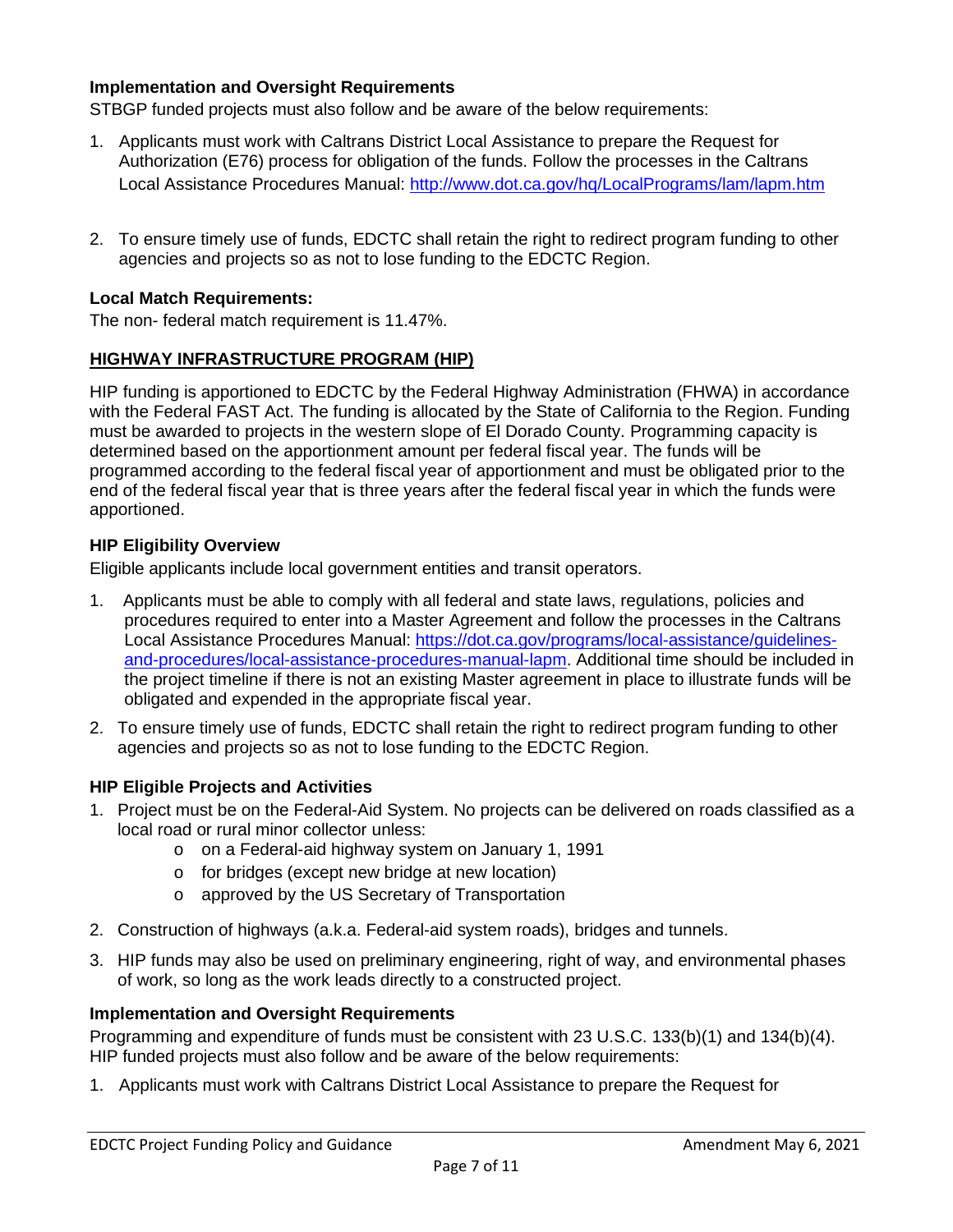### Implementation and Oversight Requirements

STBGP funded projects must also follow and be aware of the below requirements:

1. Applicants must work with Caltrans District Local Assistance to prepare the Request for Authorization (E76) process for obligation of the funds. Follow the processes in the Caltrans Local Assistance Procedures Manual: http://www.dot.ca.gov/hq/LocalPrograms/lam/lapm.htm

2. To ensure timely use of funds, EDCTC shall retain the right to redirect program funding to other agencies and projects so as not to lose funding to the EDCTC Region.

### Local Match Requirements:

The non- federal match requirement is 11.47%.

## HIGHWAY INFRASTRUCTURE PROGRAM (HIP)

HIP funding is apportioned to EDCTC by the Federal Highway Administration (FHWA) in accordance with the Federal FAST Act. The funding is allocated by the State of California to the Region. Funding must be awarded to projects in the western slope of El Dorado County. Programming capacity is determined based on the apportionment amount per federal fiscal year. The funds will be programmed according to the federal fiscal year of apportionment and must be obligated prior to the end of the federal fiscal year that is three years after the federal fiscal year in which the funds were apportioned.

### HIP Eligibility Overview

Eligible applicants include local government entities and transit operators.

1. Applicants must be able to comply with all federal and state laws, regulations, policies and procedures required to enter into a Master Agreement and follow the processes in the Caltrans Local Assistance Procedures Manual: https://dot.ca.gov/programs/local-assistance/guidelines-and-procedures/local-assistance-procedures-manual-lapm. Additional time should be included in the project timeline if there is not an existing Master agreement in place to illustrate funds will be obligated and expended in the appropriate fiscal year.
2. To ensure timely use of funds, EDCTC shall retain the right to redirect program funding to other agencies and projects so as not to lose funding to the EDCTC Region.

### HIP Eligible Projects and Activities

1. Project must be on the Federal-Aid System. No projects can be delivered on roads classified as a local road or rural minor collector unless:
   - on a Federal-aid highway system on January 1, 1991
   - for bridges (except new bridge at new location)
   - approved by the US Secretary of Transportation
2. Construction of highways (a.k.a. Federal-aid system roads), bridges and tunnels.
3. HIP funds may also be used on preliminary engineering, right of way, and environmental phases of work, so long as the work leads directly to a constructed project.

### Implementation and Oversight Requirements

Programming and expenditure of funds must be consistent with 23 U.S.C. 133(b)(1) and 134(b)(4). HIP funded projects must also follow and be aware of the below requirements:

1. Applicants must work with Caltrans District Local Assistance to prepare the Request for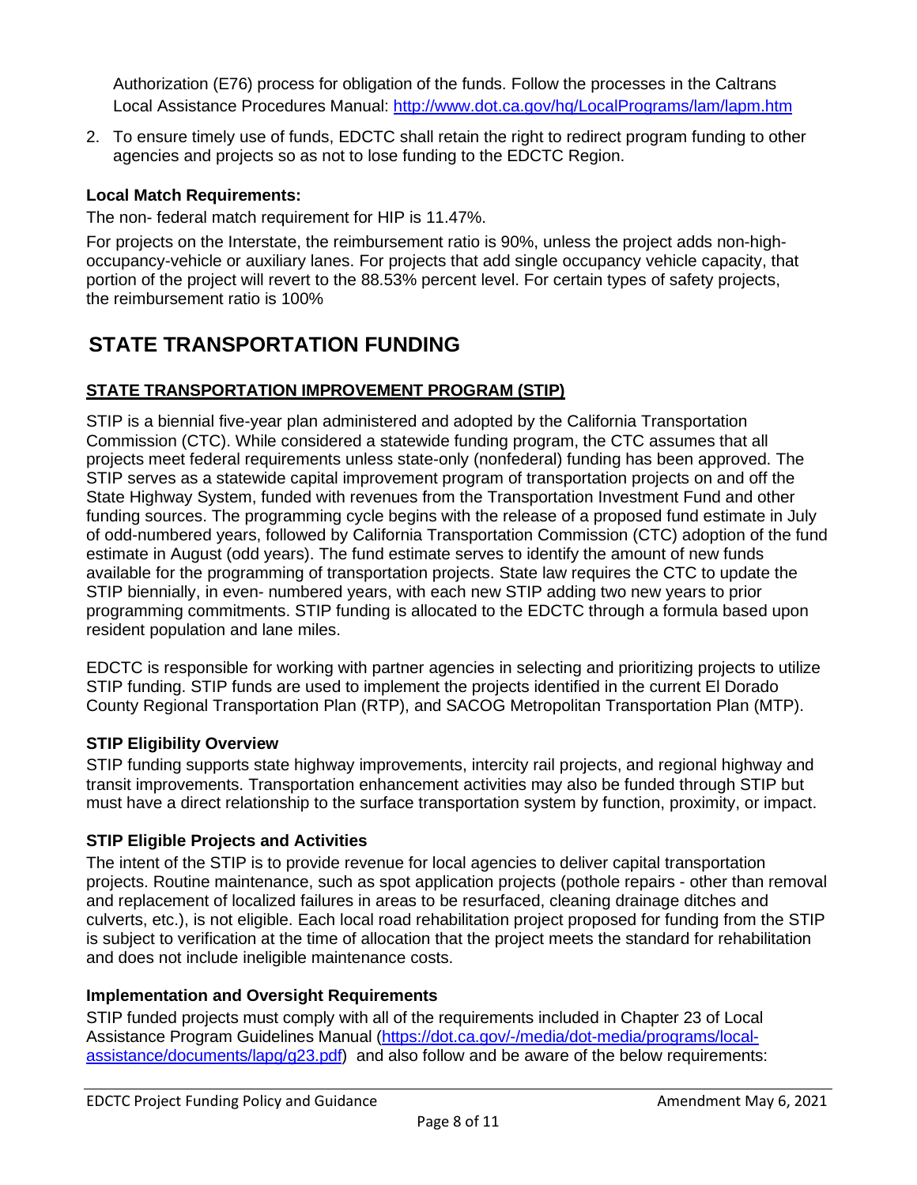Authorization (E76) process for obligation of the funds. Follow the processes in the Caltrans Local Assistance Procedures Manual: [http://www.dot.ca.gov/hq/LocalPrograms/lam/lapm.htm](http://www.dot.ca.gov/hq/LocalPrograms/lam/lapm.htm)

2. To ensure timely use of funds, EDCTC shall retain the right to redirect program funding to other agencies and projects so as not to lose funding to the EDCTC Region.

### Local Match Requirements:

The non- federal match requirement for HIP is 11.47%.

For projects on the Interstate, the reimbursement ratio is 90%, unless the project adds non-high-occupancy-vehicle or auxiliary lanes. For projects that add single occupancy vehicle capacity, that portion of the project will revert to the 88.53% percent level. For certain types of safety projects, the reimbursement ratio is 100%

# STATE TRANSPORTATION FUNDING

## STATE TRANSPORTATION IMPROVEMENT PROGRAM (STIP)

STIP is a biennial five-year plan administered and adopted by the California Transportation Commission (CTC). While considered a statewide funding program, the CTC assumes that all projects meet federal requirements unless state-only (nonfederal) funding has been approved. The STIP serves as a statewide capital improvement program of transportation projects on and off the State Highway System, funded with revenues from the Transportation Investment Fund and other funding sources. The programming cycle begins with the release of a proposed fund estimate in July of odd-numbered years, followed by California Transportation Commission (CTC) adoption of the fund estimate in August (odd years). The fund estimate serves to identify the amount of new funds available for the programming of transportation projects. State law requires the CTC to update the STIP biennially, in even- numbered years, with each new STIP adding two new years to prior programming commitments. STIP funding is allocated to the EDCTC through a formula based upon resident population and lane miles.

EDCTC is responsible for working with partner agencies in selecting and prioritizing projects to utilize STIP funding. STIP funds are used to implement the projects identified in the current El Dorado County Regional Transportation Plan (RTP), and SACOG Metropolitan Transportation Plan (MTP).

### STIP Eligibility Overview

STIP funding supports state highway improvements, intercity rail projects, and regional highway and transit improvements. Transportation enhancement activities may also be funded through STIP but must have a direct relationship to the surface transportation system by function, proximity, or impact.

### STIP Eligible Projects and Activities

The intent of the STIP is to provide revenue for local agencies to deliver capital transportation projects. Routine maintenance, such as spot application projects (pothole repairs - other than removal and replacement of localized failures in areas to be resurfaced, cleaning drainage ditches and culverts, etc.), is not eligible. Each local road rehabilitation project proposed for funding from the STIP is subject to verification at the time of allocation that the project meets the standard for rehabilitation and does not include ineligible maintenance costs.

### Implementation and Oversight Requirements

STIP funded projects must comply with all of the requirements included in Chapter 23 of Local Assistance Program Guidelines Manual ([https://dot.ca.gov/-/media/dot-media/programs/local-assistance/documents/lapg/g23.pdf](https://dot.ca.gov/-/media/dot-media/programs/local-assistance/documents/lapg/g23.pdf)) and also follow and be aware of the below requirements: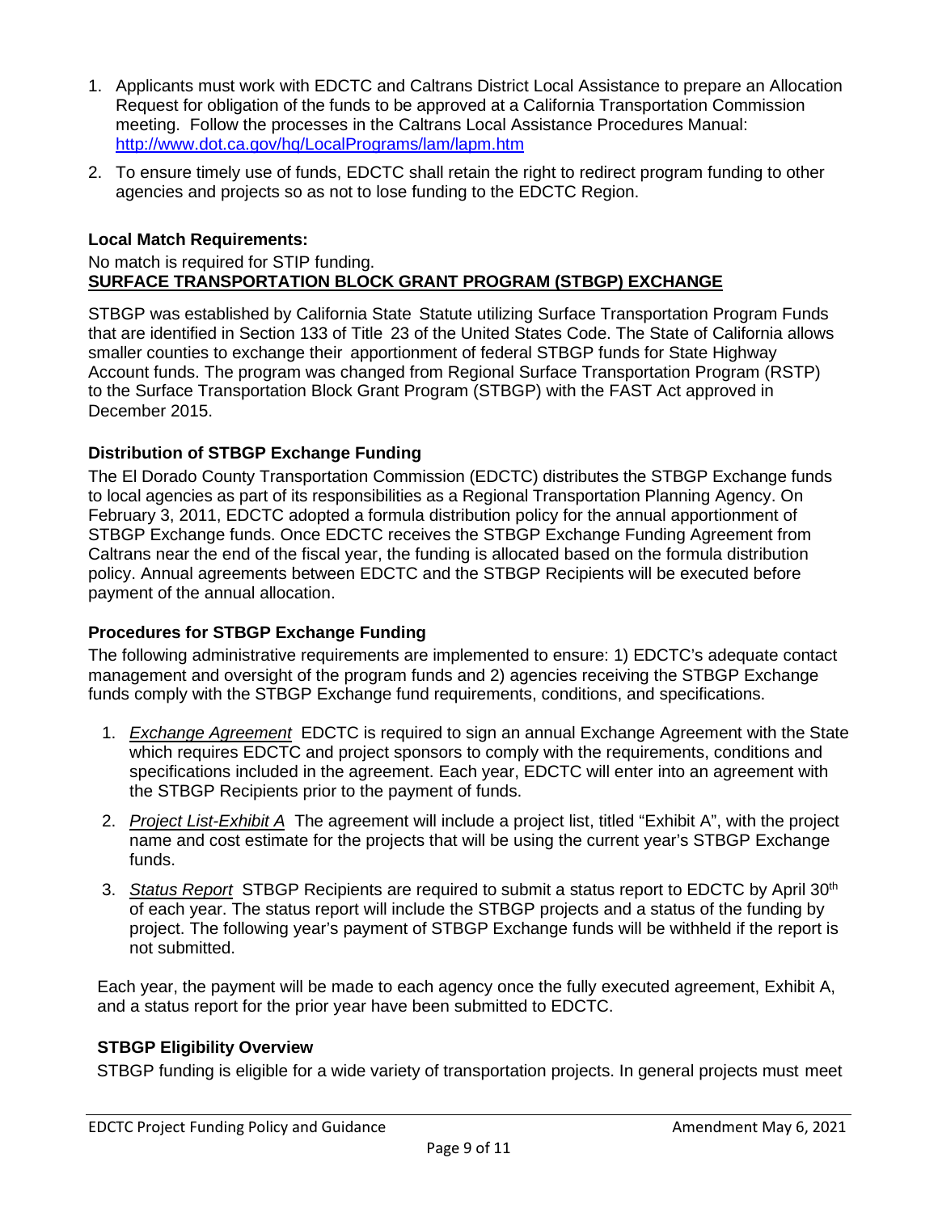1. Applicants must work with EDCTC and Caltrans District Local Assistance to prepare an Allocation Request for obligation of the funds to be approved at a California Transportation Commission meeting. Follow the processes in the Caltrans Local Assistance Procedures Manual: http://www.dot.ca.gov/hq/LocalPrograms/lam/lapm.htm
2. To ensure timely use of funds, EDCTC shall retain the right to redirect program funding to other agencies and projects so as not to lose funding to the EDCTC Region.

**Local Match Requirements:**

No match is required for STIP funding.

## SURFACE TRANSPORTATION BLOCK GRANT PROGRAM (STBGP) EXCHANGE

STBGP was established by California State Statute utilizing Surface Transportation Program Funds that are identified in Section 133 of Title 23 of the United States Code. The State of California allows smaller counties to exchange their apportionment of federal STBGP funds for State Highway Account funds. The program was changed from Regional Surface Transportation Program (RSTP) to the Surface Transportation Block Grant Program (STBGP) with the FAST Act approved in December 2015.

### Distribution of STBGP Exchange Funding

The El Dorado County Transportation Commission (EDCTC) distributes the STBGP Exchange funds to local agencies as part of its responsibilities as a Regional Transportation Planning Agency. On February 3, 2011, EDCTC adopted a formula distribution policy for the annual apportionment of STBGP Exchange funds. Once EDCTC receives the STBGP Exchange Funding Agreement from Caltrans near the end of the fiscal year, the funding is allocated based on the formula distribution policy. Annual agreements between EDCTC and the STBGP Recipients will be executed before payment of the annual allocation.

### Procedures for STBGP Exchange Funding

The following administrative requirements are implemented to ensure: 1) EDCTC's adequate contact management and oversight of the program funds and 2) agencies receiving the STBGP Exchange funds comply with the STBGP Exchange fund requirements, conditions, and specifications.

1. *Exchange Agreement* EDCTC is required to sign an annual Exchange Agreement with the State which requires EDCTC and project sponsors to comply with the requirements, conditions and specifications included in the agreement. Each year, EDCTC will enter into an agreement with the STBGP Recipients prior to the payment of funds.
2. *Project List-Exhibit A* The agreement will include a project list, titled "Exhibit A", with the project name and cost estimate for the projects that will be using the current year's STBGP Exchange funds.
3. *Status Report* STBGP Recipients are required to submit a status report to EDCTC by April 30th of each year. The status report will include the STBGP projects and a status of the funding by project. The following year's payment of STBGP Exchange funds will be withheld if the report is not submitted.

Each year, the payment will be made to each agency once the fully executed agreement, Exhibit A, and a status report for the prior year have been submitted to EDCTC.

### STBGP Eligibility Overview

STBGP funding is eligible for a wide variety of transportation projects. In general projects must meet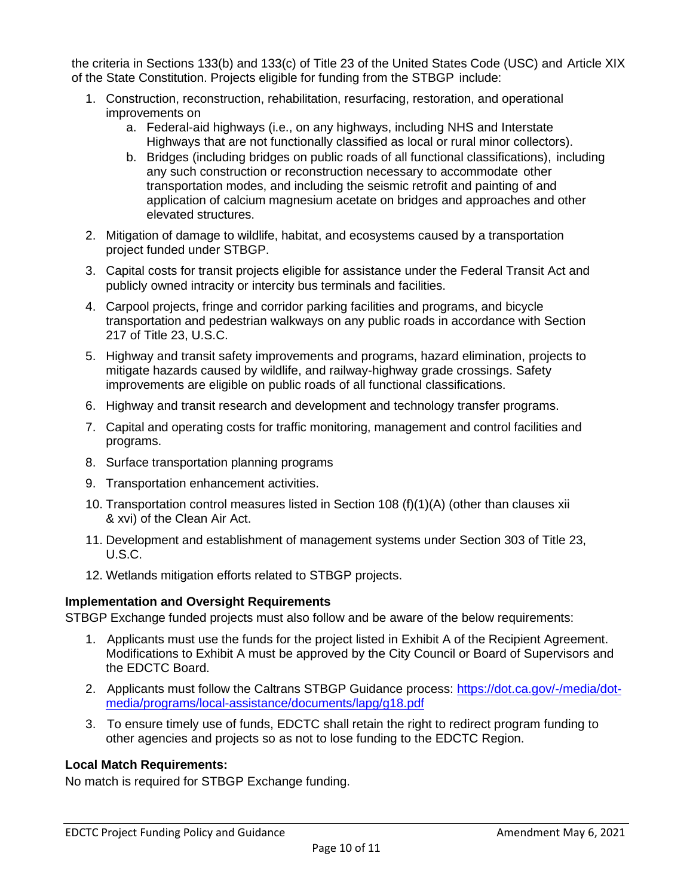the criteria in Sections 133(b) and 133(c) of Title 23 of the United States Code (USC) and Article XIX of the State Constitution. Projects eligible for funding from the STBGP include:

1. Construction, reconstruction, rehabilitation, resurfacing, restoration, and operational improvements on
   a. Federal-aid highways (i.e., on any highways, including NHS and Interstate Highways that are not functionally classified as local or rural minor collectors).
   b. Bridges (including bridges on public roads of all functional classifications), including any such construction or reconstruction necessary to accommodate other transportation modes, and including the seismic retrofit and painting of and application of calcium magnesium acetate on bridges and approaches and other elevated structures.
2. Mitigation of damage to wildlife, habitat, and ecosystems caused by a transportation project funded under STBGP.
3. Capital costs for transit projects eligible for assistance under the Federal Transit Act and publicly owned intracity or intercity bus terminals and facilities.
4. Carpool projects, fringe and corridor parking facilities and programs, and bicycle transportation and pedestrian walkways on any public roads in accordance with Section 217 of Title 23, U.S.C.
5. Highway and transit safety improvements and programs, hazard elimination, projects to mitigate hazards caused by wildlife, and railway-highway grade crossings. Safety improvements are eligible on public roads of all functional classifications.
6. Highway and transit research and development and technology transfer programs.
7. Capital and operating costs for traffic monitoring, management and control facilities and programs.
8. Surface transportation planning programs
9. Transportation enhancement activities.
10. Transportation control measures listed in Section 108 (f)(1)(A) (other than clauses xii & xvi) of the Clean Air Act.
11. Development and establishment of management systems under Section 303 of Title 23, U.S.C.
12. Wetlands mitigation efforts related to STBGP projects.

**Implementation and Oversight Requirements**

STBGP Exchange funded projects must also follow and be aware of the below requirements:

1. Applicants must use the funds for the project listed in Exhibit A of the Recipient Agreement. Modifications to Exhibit A must be approved by the City Council or Board of Supervisors and the EDCTC Board.
2. Applicants must follow the Caltrans STBGP Guidance process: https://dot.ca.gov/-/media/dot-media/programs/local-assistance/documents/lapg/g18.pdf
3. To ensure timely use of funds, EDCTC shall retain the right to redirect program funding to other agencies and projects so as not to lose funding to the EDCTC Region.

**Local Match Requirements:**

No match is required for STBGP Exchange funding.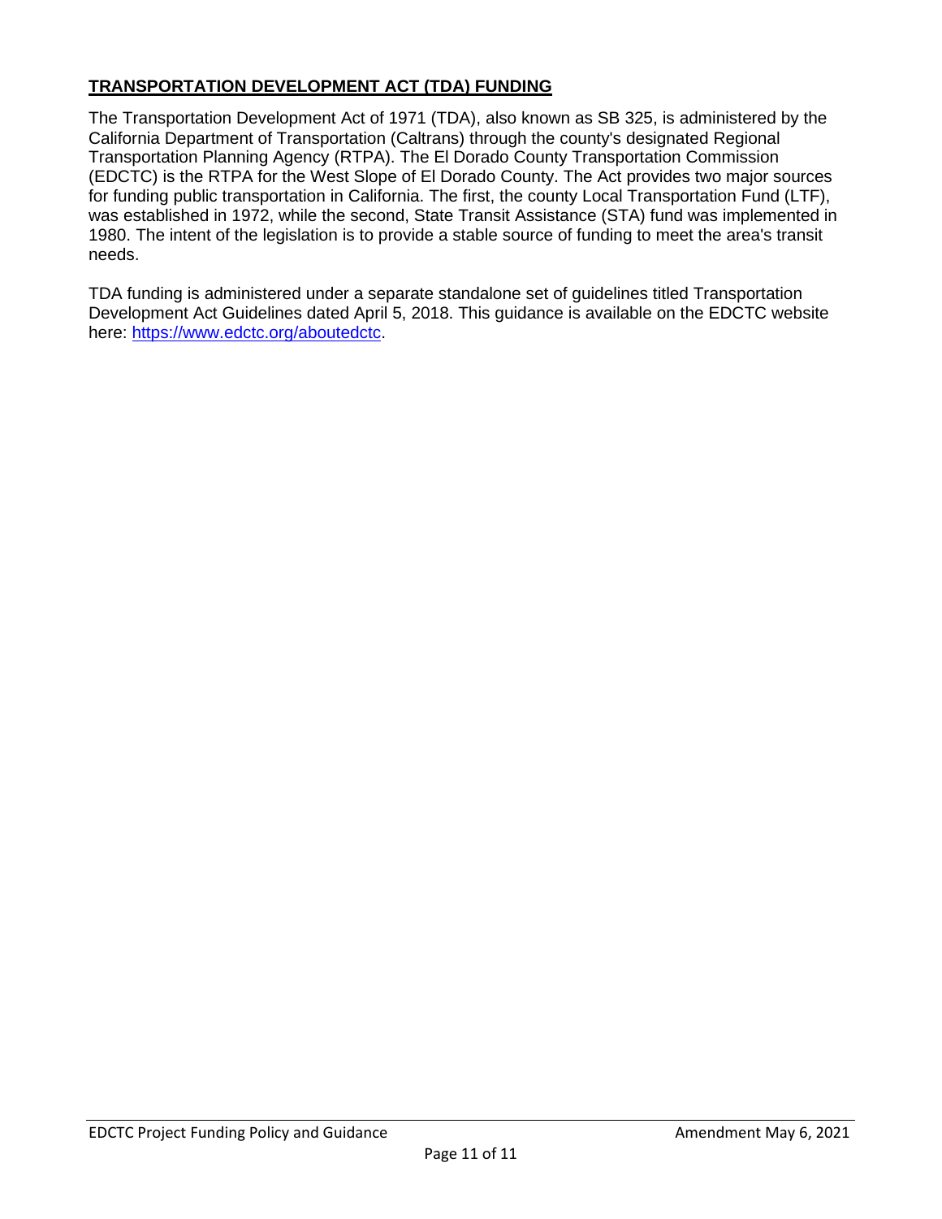## TRANSPORTATION DEVELOPMENT ACT (TDA) FUNDING

The Transportation Development Act of 1971 (TDA), also known as SB 325, is administered by the California Department of Transportation (Caltrans) through the county's designated Regional Transportation Planning Agency (RTPA). The El Dorado County Transportation Commission (EDCTC) is the RTPA for the West Slope of El Dorado County. The Act provides two major sources for funding public transportation in California. The first, the county Local Transportation Fund (LTF), was established in 1972, while the second, State Transit Assistance (STA) fund was implemented in 1980. The intent of the legislation is to provide a stable source of funding to meet the area's transit needs.

TDA funding is administered under a separate standalone set of guidelines titled Transportation Development Act Guidelines dated April 5, 2018. This guidance is available on the EDCTC website here: [https://www.edctc.org/aboutedctc](https://www.edctc.org/aboutedctc).